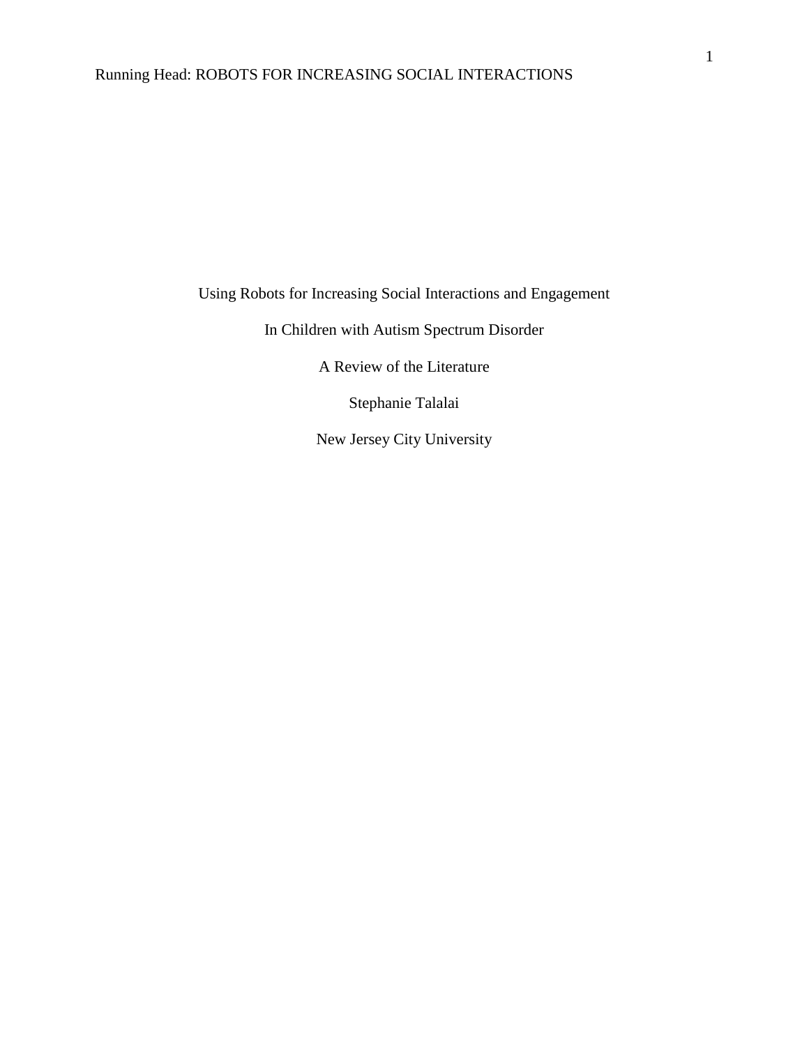Using Robots for Increasing Social Interactions and Engagement

In Children with Autism Spectrum Disorder

A Review of the Literature

Stephanie Talalai

New Jersey City University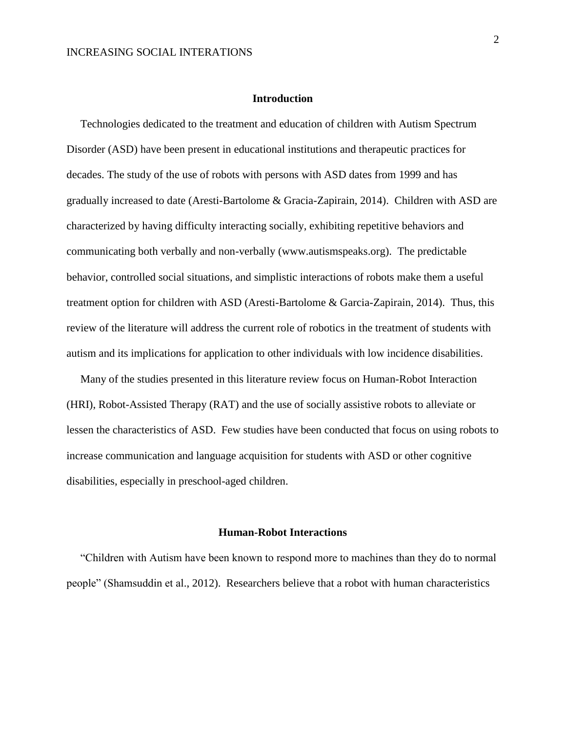## Introduction

Technologies dedicated to the treatment and education of children with Autism Spectrum Disorder (ASD) have been present in educational institutions and therapeutic practices for decades. The study of the use of robots with persons with ASD dates from 1999 and has gradually increased to date (Aresti-Bartolome & Gracia-Zapirain, 2014). Children with ASD are characterized by having difficulty interacting socially, exhibiting repetitive behaviors and communicating both verbally and non-verbally (www.autismspeaks.org). The predictable behavior, controlled social situations, and simplistic interactions of robots make them a useful treatment option for children with ASD (Aresti-Bartolome & Garcia-Zapirain, 2014). Thus, this review of the literature will address the current role of robotics in the treatment of students with autism and its implications for application to other individuals with low incidence disabilities.

Many of the studies presented in this literature review focus on Human-Robot Interaction (HRI), Robot-Assisted Therapy (RAT) and the use of socially assistive robots to alleviate or lessen the characteristics of ASD. Few studies have been conducted that focus on using robots to increase communication and language acquisition for students with ASD or other cognitive disabilities, especially in preschool-aged children.

## Human-Robot Interactions

"Children with Autism have been known to respond more to machines than they do to normal people" (Shamsuddin et al., 2012). Researchers believe that a robot with human characteristics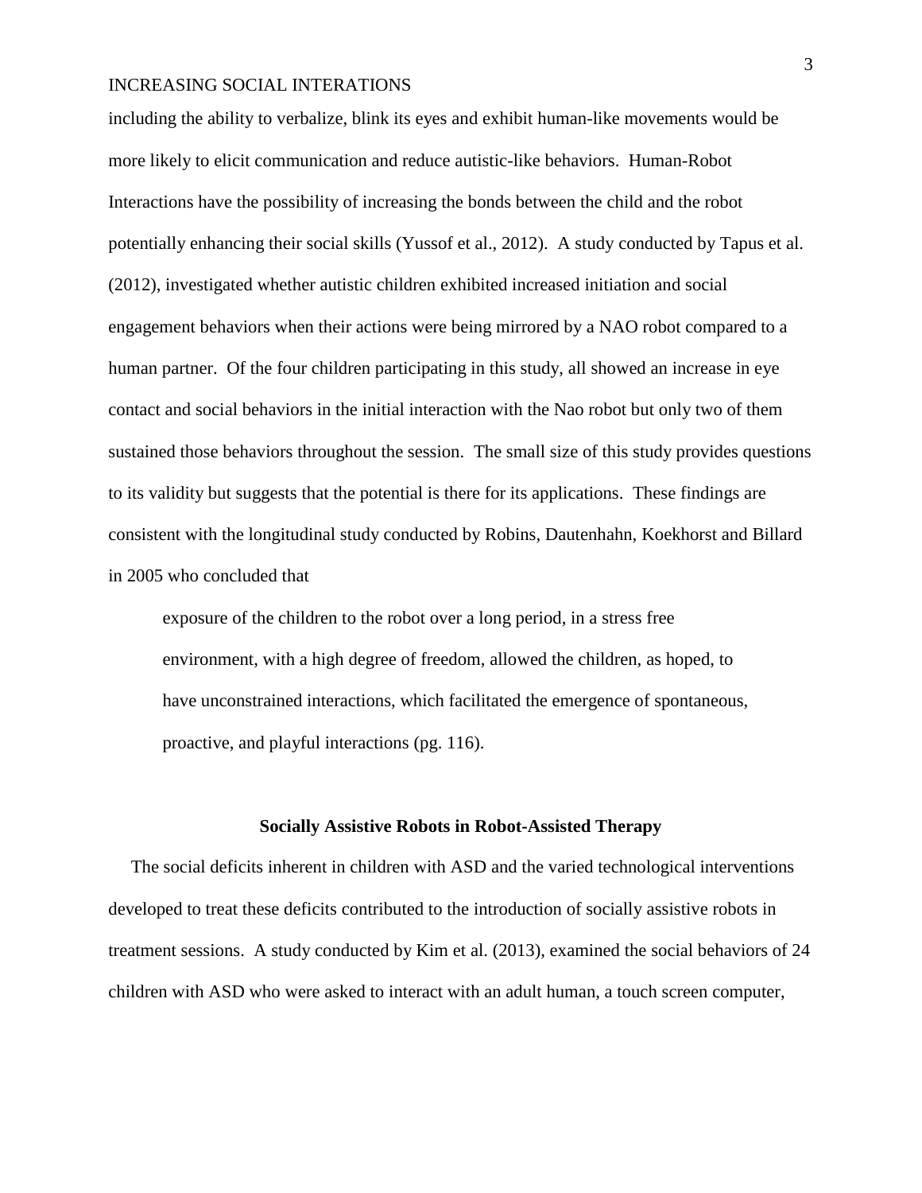including the ability to verbalize, blink its eyes and exhibit human-like movements would be more likely to elicit communication and reduce autistic-like behaviors. Human-Robot Interactions have the possibility of increasing the bonds between the child and the robot potentially enhancing their social skills (Yussof et al., 2012). A study conducted by Tapus et al. (2012), investigated whether autistic children exhibited increased initiation and social engagement behaviors when their actions were being mirrored by a NAO robot compared to a human partner. Of the four children participating in this study, all showed an increase in eye contact and social behaviors in the initial interaction with the Nao robot but only two of them sustained those behaviors throughout the session. The small size of this study provides questions to its validity but suggests that the potential is there for its applications. These findings are consistent with the longitudinal study conducted by Robins, Dautenhahn, Koekhorst and Billard in 2005 who concluded that

> exposure of the children to the robot over a long period, in a stress free environment, with a high degree of freedom, allowed the children, as hoped, to have unconstrained interactions, which facilitated the emergence of spontaneous, proactive, and playful interactions (pg. 116).

## Socially Assistive Robots in Robot-Assisted Therapy

The social deficits inherent in children with ASD and the varied technological interventions developed to treat these deficits contributed to the introduction of socially assistive robots in treatment sessions. A study conducted by Kim et al. (2013), examined the social behaviors of 24 children with ASD who were asked to interact with an adult human, a touch screen computer,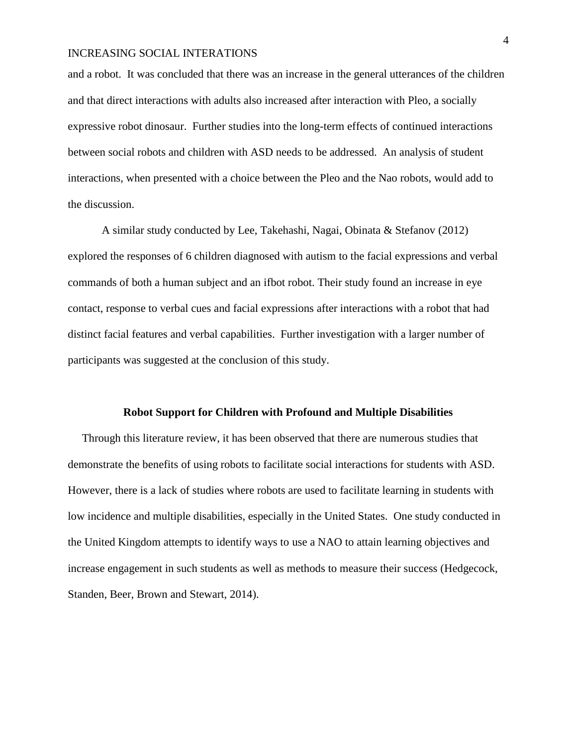and a robot. It was concluded that there was an increase in the general utterances of the children and that direct interactions with adults also increased after interaction with Pleo, a socially expressive robot dinosaur. Further studies into the long-term effects of continued interactions between social robots and children with ASD needs to be addressed. An analysis of student interactions, when presented with a choice between the Pleo and the Nao robots, would add to the discussion.

A similar study conducted by Lee, Takehashi, Nagai, Obinata & Stefanov (2012) explored the responses of 6 children diagnosed with autism to the facial expressions and verbal commands of both a human subject and an ifbot robot. Their study found an increase in eye contact, response to verbal cues and facial expressions after interactions with a robot that had distinct facial features and verbal capabilities. Further investigation with a larger number of participants was suggested at the conclusion of this study.

## Robot Support for Children with Profound and Multiple Disabilities

Through this literature review, it has been observed that there are numerous studies that demonstrate the benefits of using robots to facilitate social interactions for students with ASD. However, there is a lack of studies where robots are used to facilitate learning in students with low incidence and multiple disabilities, especially in the United States. One study conducted in the United Kingdom attempts to identify ways to use a NAO to attain learning objectives and increase engagement in such students as well as methods to measure their success (Hedgecock, Standen, Beer, Brown and Stewart, 2014).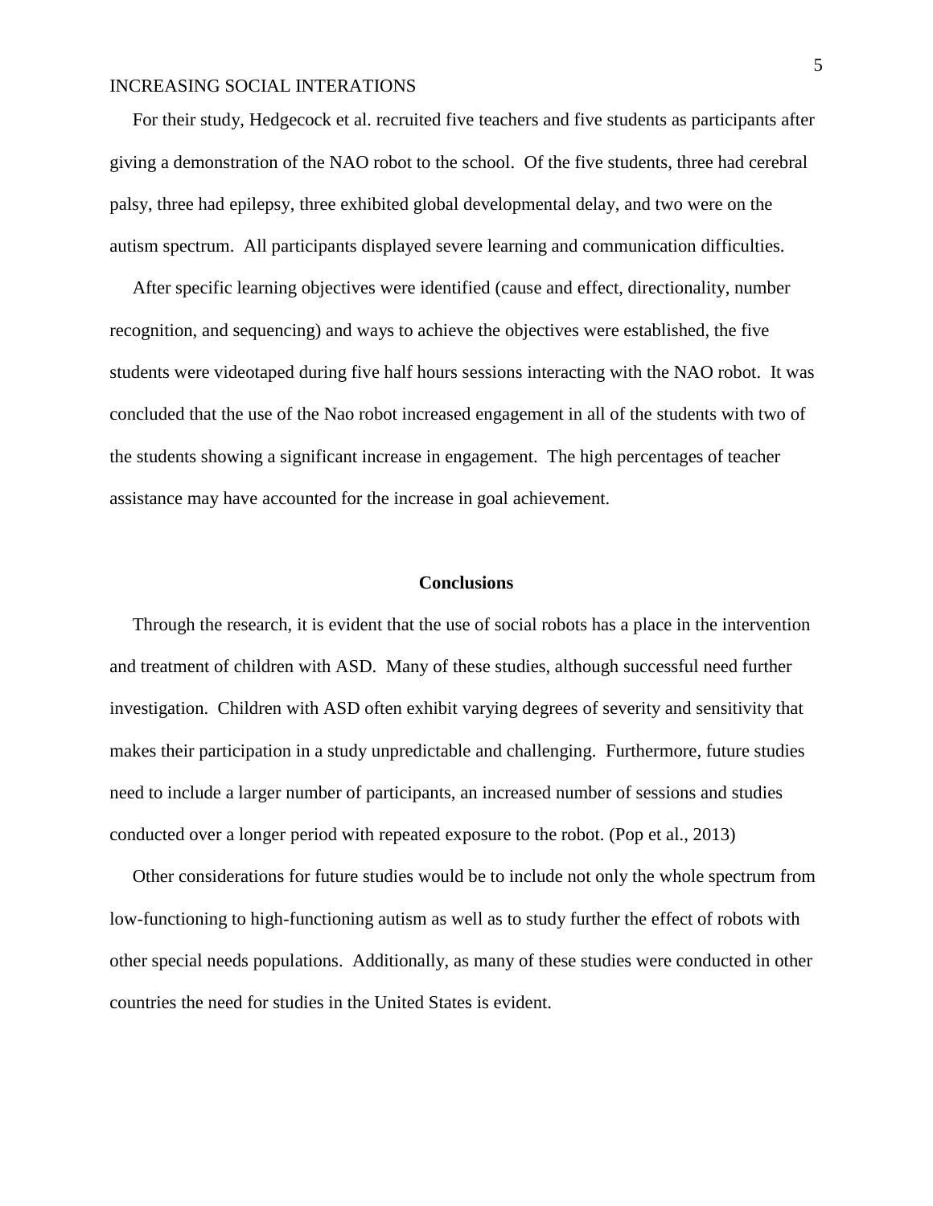For their study, Hedgecock et al. recruited five teachers and five students as participants after giving a demonstration of the NAO robot to the school. Of the five students, three had cerebral palsy, three had epilepsy, three exhibited global developmental delay, and two were on the autism spectrum. All participants displayed severe learning and communication difficulties.

After specific learning objectives were identified (cause and effect, directionality, number recognition, and sequencing) and ways to achieve the objectives were established, the five students were videotaped during five half hours sessions interacting with the NAO robot. It was concluded that the use of the Nao robot increased engagement in all of the students with two of the students showing a significant increase in engagement. The high percentages of teacher assistance may have accounted for the increase in goal achievement.

## Conclusions

Through the research, it is evident that the use of social robots has a place in the intervention and treatment of children with ASD. Many of these studies, although successful need further investigation. Children with ASD often exhibit varying degrees of severity and sensitivity that makes their participation in a study unpredictable and challenging. Furthermore, future studies need to include a larger number of participants, an increased number of sessions and studies conducted over a longer period with repeated exposure to the robot. (Pop et al., 2013)

Other considerations for future studies would be to include not only the whole spectrum from low-functioning to high-functioning autism as well as to study further the effect of robots with other special needs populations. Additionally, as many of these studies were conducted in other countries the need for studies in the United States is evident.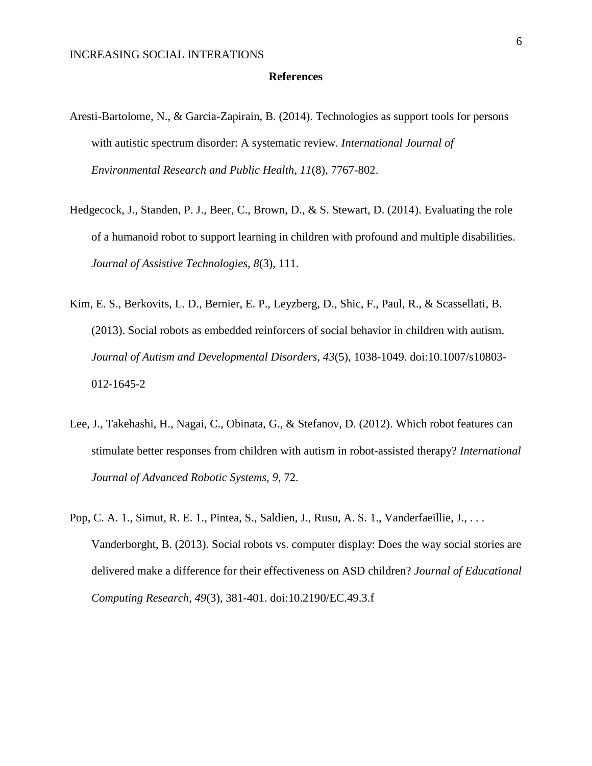## References

Aresti-Bartolome, N., & Garcia-Zapirain, B. (2014). Technologies as support tools for persons with autistic spectrum disorder: A systematic review. *International Journal of Environmental Research and Public Health, 11*(8), 7767-802.

Hedgecock, J., Standen, P. J., Beer, C., Brown, D., & S. Stewart, D. (2014). Evaluating the role of a humanoid robot to support learning in children with profound and multiple disabilities. *Journal of Assistive Technologies, 8*(3), 111.

Kim, E. S., Berkovits, L. D., Bernier, E. P., Leyzberg, D., Shic, F., Paul, R., & Scassellati, B. (2013). Social robots as embedded reinforcers of social behavior in children with autism. *Journal of Autism and Developmental Disorders, 43*(5), 1038-1049. doi:10.1007/s10803-012-1645-2

Lee, J., Takehashi, H., Nagai, C., Obinata, G., & Stefanov, D. (2012). Which robot features can stimulate better responses from children with autism in robot-assisted therapy? *International Journal of Advanced Robotic Systems, 9*, 72.

Pop, C. A. 1., Simut, R. E. 1., Pintea, S., Saldien, J., Rusu, A. S. 1., Vanderfaeillie, J., . . . Vanderborght, B. (2013). Social robots vs. computer display: Does the way social stories are delivered make a difference for their effectiveness on ASD children? *Journal of Educational Computing Research, 49*(3), 381-401. doi:10.2190/EC.49.3.f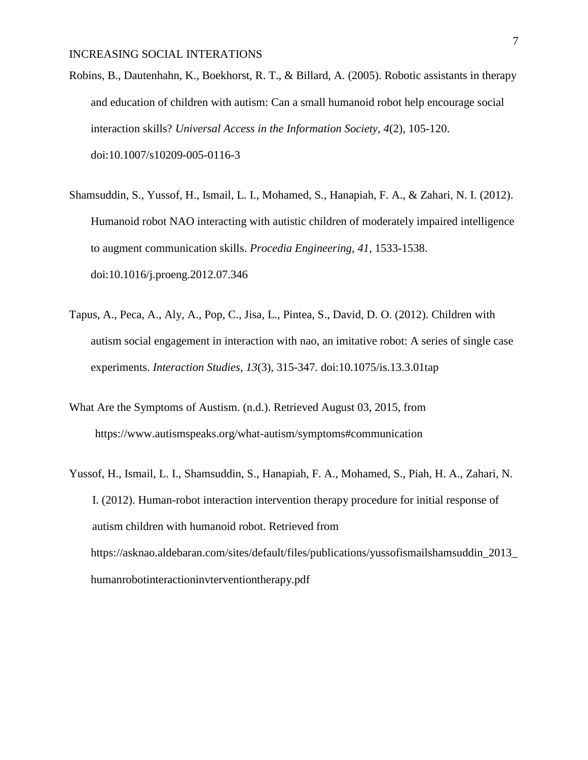Robins, B., Dautenhahn, K., Boekhorst, R. T., & Billard, A. (2005). Robotic assistants in therapy and education of children with autism: Can a small humanoid robot help encourage social interaction skills? *Universal Access in the Information Society, 4*(2), 105-120. doi:10.1007/s10209-005-0116-3

Shamsuddin, S., Yussof, H., Ismail, L. I., Mohamed, S., Hanapiah, F. A., & Zahari, N. I. (2012). Humanoid robot NAO interacting with autistic children of moderately impaired intelligence to augment communication skills. *Procedia Engineering, 41*, 1533-1538. doi:10.1016/j.proeng.2012.07.346

Tapus, A., Peca, A., Aly, A., Pop, C., Jisa, L., Pintea, S., David, D. O. (2012). Children with autism social engagement in interaction with nao, an imitative robot: A series of single case experiments. *Interaction Studies, 13*(3), 315-347. doi:10.1075/is.13.3.01tap

What Are the Symptoms of Austism. (n.d.). Retrieved August 03, 2015, from https://www.autismspeaks.org/what-autism/symptoms#communication

Yussof, H., Ismail, L. I., Shamsuddin, S., Hanapiah, F. A., Mohamed, S., Piah, H. A., Zahari, N. I. (2012). Human-robot interaction intervention therapy procedure for initial response of autism children with humanoid robot. Retrieved from https://asknao.aldebaran.com/sites/default/files/publications/yussofismailshamsuddin_2013_humanrobotinteractioninvterventiontherapy.pdf